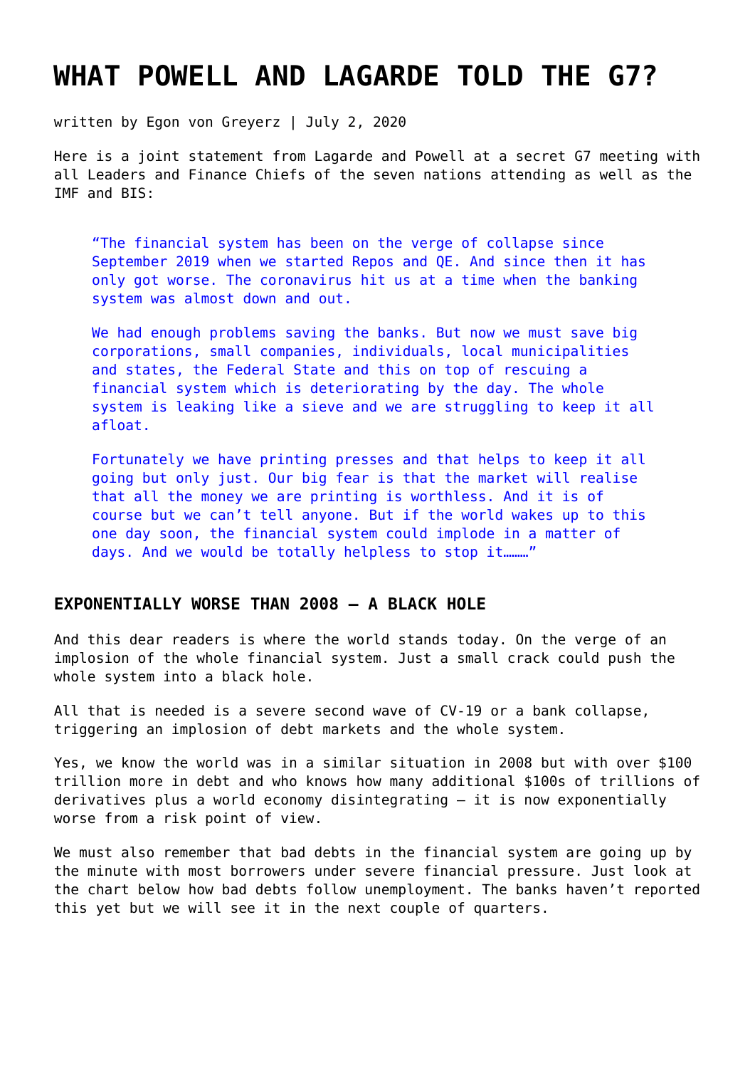# WHAT POWELL AND LAGARDE TOLD THE G7?

written by Egon von Greyerz | July 2, 2020

Here is a joint statement from Lagarde and Powell at a secret G7 meeting with all Leaders and Finance Chiefs of the seven nations attending as well as the IMF and BIS:

> "The financial system has been on the verge of collapse since September 2019 when we started Repos and QE. And since then it has only got worse. The coronavirus hit us at a time when the banking system was almost down and out.
>
> We had enough problems saving the banks. But now we must save big corporations, small companies, individuals, local municipalities and states, the Federal State and this on top of rescuing a financial system which is deteriorating by the day. The whole system is leaking like a sieve and we are struggling to keep it all afloat.
>
> Fortunately we have printing presses and that helps to keep it all going but only just. Our big fear is that the market will realise that all the money we are printing is worthless. And it is of course but we can't tell anyone. But if the world wakes up to this one day soon, the financial system could implode in a matter of days. And we would be totally helpless to stop it………"

## EXPONENTIALLY WORSE THAN 2008 – A BLACK HOLE

And this dear readers is where the world stands today. On the verge of an implosion of the whole financial system. Just a small crack could push the whole system into a black hole.

All that is needed is a severe second wave of CV-19 or a bank collapse, triggering an implosion of debt markets and the whole system.

Yes, we know the world was in a similar situation in 2008 but with over $100 trillion more in debt and who knows how many additional $100s of trillions of derivatives plus a world economy disintegrating – it is now exponentially worse from a risk point of view.

We must also remember that bad debts in the financial system are going up by the minute with most borrowers under severe financial pressure. Just look at the chart below how bad debts follow unemployment. The banks haven't reported this yet but we will see it in the next couple of quarters.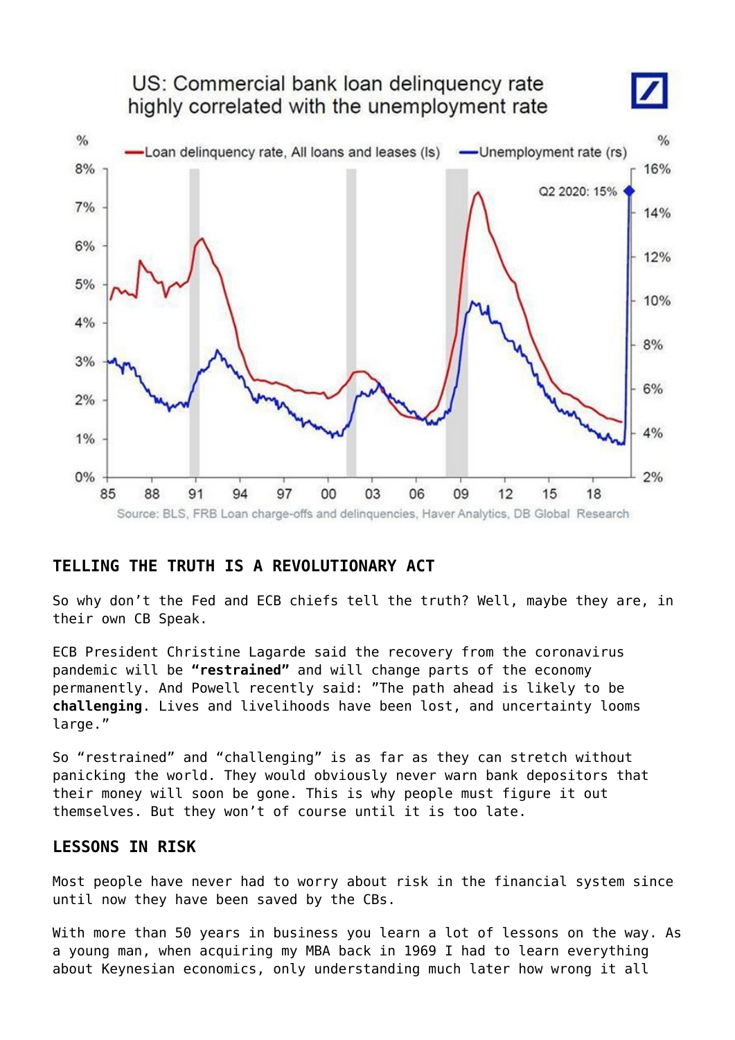## TELLING THE TRUTH IS A REVOLUTIONARY ACT

So why don't the Fed and ECB chiefs tell the truth? Well, maybe they are, in their own CB Speak.

ECB President Christine Lagarde said the recovery from the coronavirus pandemic will be **"restrained"** and will change parts of the economy permanently. And Powell recently said: "The path ahead is likely to be **challenging**. Lives and livelihoods have been lost, and uncertainty looms large."

So "restrained" and "challenging" is as far as they can stretch without panicking the world. They would obviously never warn bank depositors that their money will soon be gone. This is why people must figure it out themselves. But they won't of course until it is too late.

## LESSONS IN RISK

Most people have never had to worry about risk in the financial system since until now they have been saved by the CBs.

With more than 50 years in business you learn a lot of lessons on the way. As a young man, when acquiring my MBA back in 1969 I had to learn everything about Keynesian economics, only understanding much later how wrong it all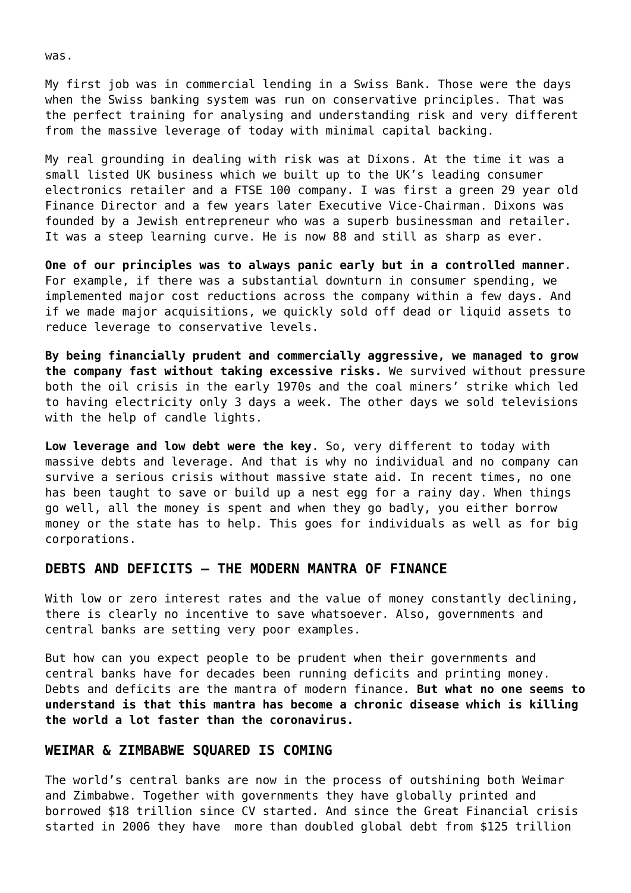was.

My first job was in commercial lending in a Swiss Bank. Those were the days when the Swiss banking system was run on conservative principles. That was the perfect training for analysing and understanding risk and very different from the massive leverage of today with minimal capital backing.

My real grounding in dealing with risk was at Dixons. At the time it was a small listed UK business which we built up to the UK's leading consumer electronics retailer and a FTSE 100 company. I was first a green 29 year old Finance Director and a few years later Executive Vice-Chairman. Dixons was founded by a Jewish entrepreneur who was a superb businessman and retailer. It was a steep learning curve. He is now 88 and still as sharp as ever.

**One of our principles was to always panic early but in a controlled manner**. For example, if there was a substantial downturn in consumer spending, we implemented major cost reductions across the company within a few days. And if we made major acquisitions, we quickly sold off dead or liquid assets to reduce leverage to conservative levels.

**By being financially prudent and commercially aggressive, we managed to grow the company fast without taking excessive risks.** We survived without pressure both the oil crisis in the early 1970s and the coal miners' strike which led to having electricity only 3 days a week. The other days we sold televisions with the help of candle lights.

**Low leverage and low debt were the key**. So, very different to today with massive debts and leverage. And that is why no individual and no company can survive a serious crisis without massive state aid. In recent times, no one has been taught to save or build up a nest egg for a rainy day. When things go well, all the money is spent and when they go badly, you either borrow money or the state has to help. This goes for individuals as well as for big corporations.

## DEBTS AND DEFICITS – THE MODERN MANTRA OF FINANCE

With low or zero interest rates and the value of money constantly declining, there is clearly no incentive to save whatsoever. Also, governments and central banks are setting very poor examples.

But how can you expect people to be prudent when their governments and central banks have for decades been running deficits and printing money. Debts and deficits are the mantra of modern finance. **But what no one seems to understand is that this mantra has become a chronic disease which is killing the world a lot faster than the coronavirus.**

## WEIMAR & ZIMBABWE SQUARED IS COMING

The world's central banks are now in the process of outshining both Weimar and Zimbabwe. Together with governments they have globally printed and borrowed $18 trillion since CV started. And since the Great Financial crisis started in 2006 they have more than doubled global debt from $125 trillion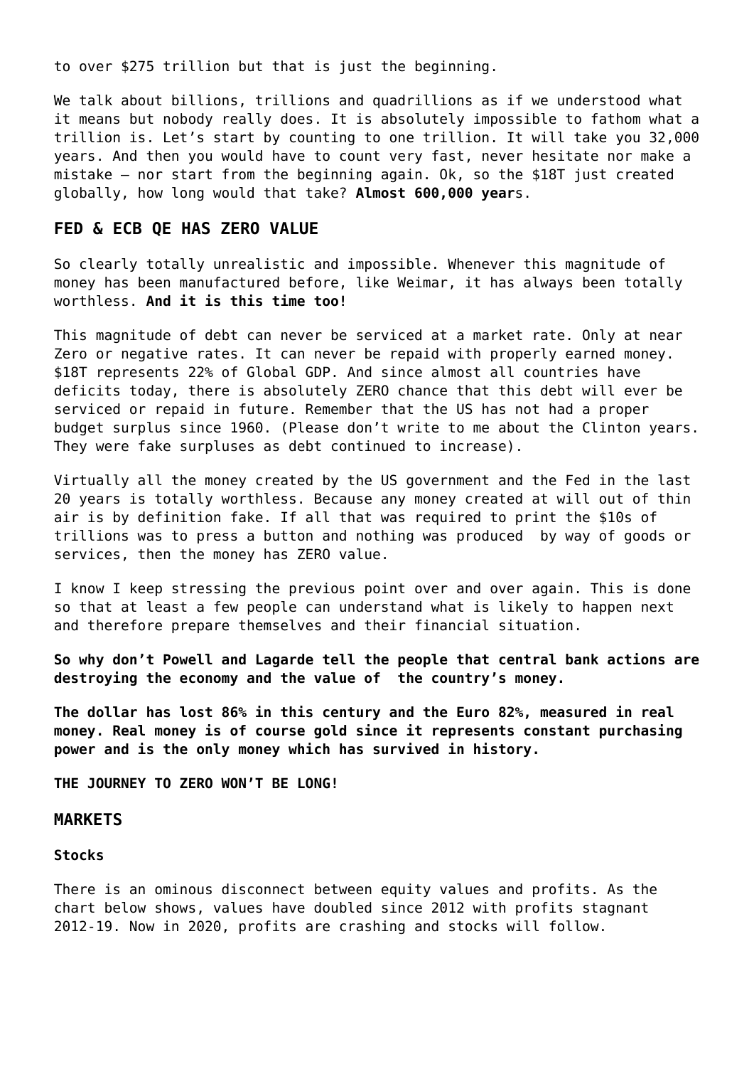to over $275 trillion but that is just the beginning.

We talk about billions, trillions and quadrillions as if we understood what it means but nobody really does. It is absolutely impossible to fathom what a trillion is. Let's start by counting to one trillion. It will take you 32,000 years. And then you would have to count very fast, never hesitate nor make a mistake – nor start from the beginning again. Ok, so the $18T just created globally, how long would that take? **Almost 600,000 year**s.

## FED & ECB QE HAS ZERO VALUE

So clearly totally unrealistic and impossible. Whenever this magnitude of money has been manufactured before, like Weimar, it has always been totally worthless. **And it is this time too!**

This magnitude of debt can never be serviced at a market rate. Only at near Zero or negative rates. It can never be repaid with properly earned money. $18T represents 22% of Global GDP. And since almost all countries have deficits today, there is absolutely ZERO chance that this debt will ever be serviced or repaid in future. Remember that the US has not had a proper budget surplus since 1960. (Please don't write to me about the Clinton years. They were fake surpluses as debt continued to increase).

Virtually all the money created by the US government and the Fed in the last 20 years is totally worthless. Because any money created at will out of thin air is by definition fake. If all that was required to print the $10s of trillions was to press a button and nothing was produced by way of goods or services, then the money has ZERO value.

I know I keep stressing the previous point over and over again. This is done so that at least a few people can understand what is likely to happen next and therefore prepare themselves and their financial situation.

**So why don't Powell and Lagarde tell the people that central bank actions are destroying the economy and the value of the country's money.**

**The dollar has lost 86% in this century and the Euro 82%, measured in real money. Real money is of course gold since it represents constant purchasing power and is the only money which has survived in history.**

**THE JOURNEY TO ZERO WON'T BE LONG!**

## MARKETS

**Stocks**

There is an ominous disconnect between equity values and profits. As the chart below shows, values have doubled since 2012 with profits stagnant 2012-19. Now in 2020, profits are crashing and stocks will follow.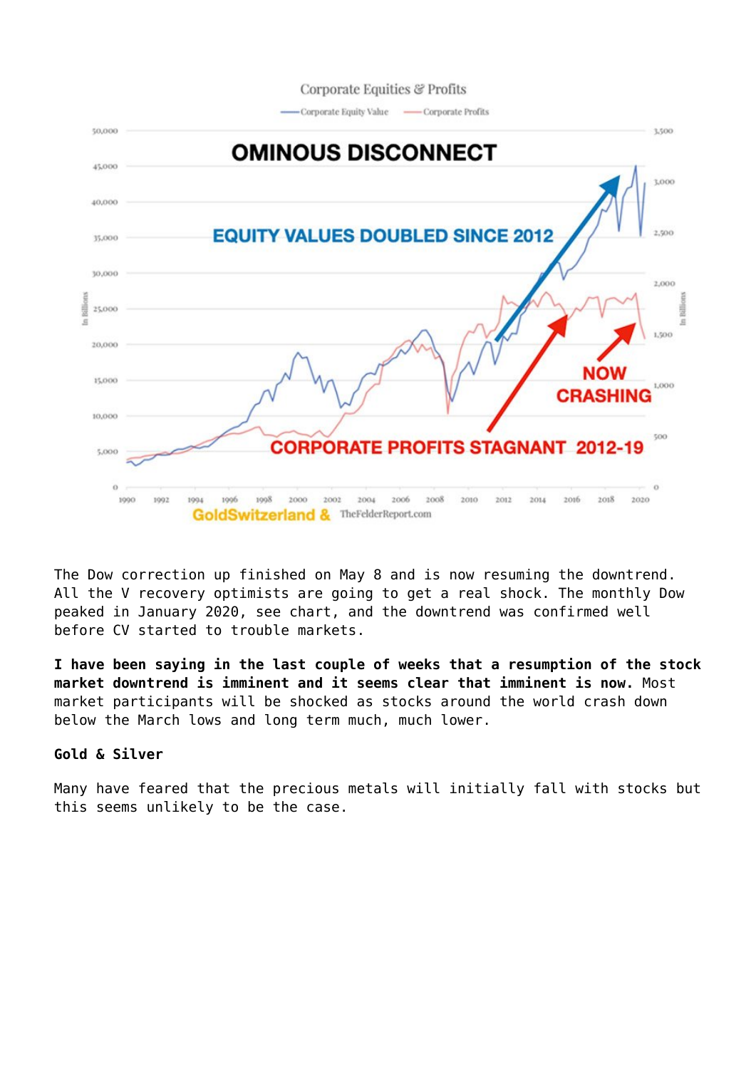The Dow correction up finished on May 8 and is now resuming the downtrend. All the V recovery optimists are going to get a real shock. The monthly Dow peaked in January 2020, see chart, and the downtrend was confirmed well before CV started to trouble markets.

**I have been saying in the last couple of weeks that a resumption of the stock market downtrend is imminent and it seems clear that imminent is now.** Most market participants will be shocked as stocks around the world crash down below the March lows and long term much, much lower.

### Gold & Silver

Many have feared that the precious metals will initially fall with stocks but this seems unlikely to be the case.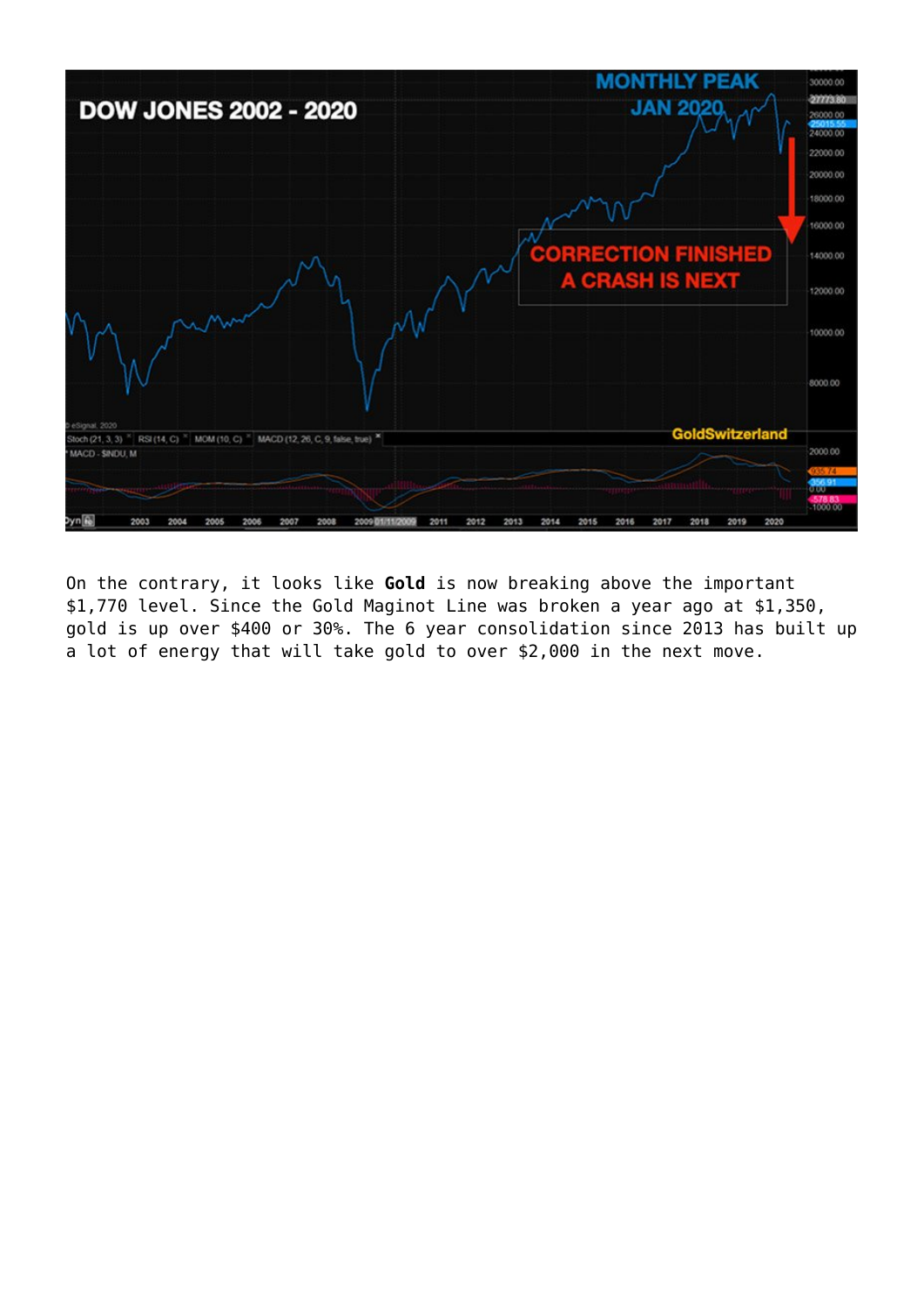On the contrary, it looks like **Gold** is now breaking above the important $1,770 level. Since the Gold Maginot Line was broken a year ago at $1,350, gold is up over $400 or 30%. The 6 year consolidation since 2013 has built up a lot of energy that will take gold to over $2,000 in the next move.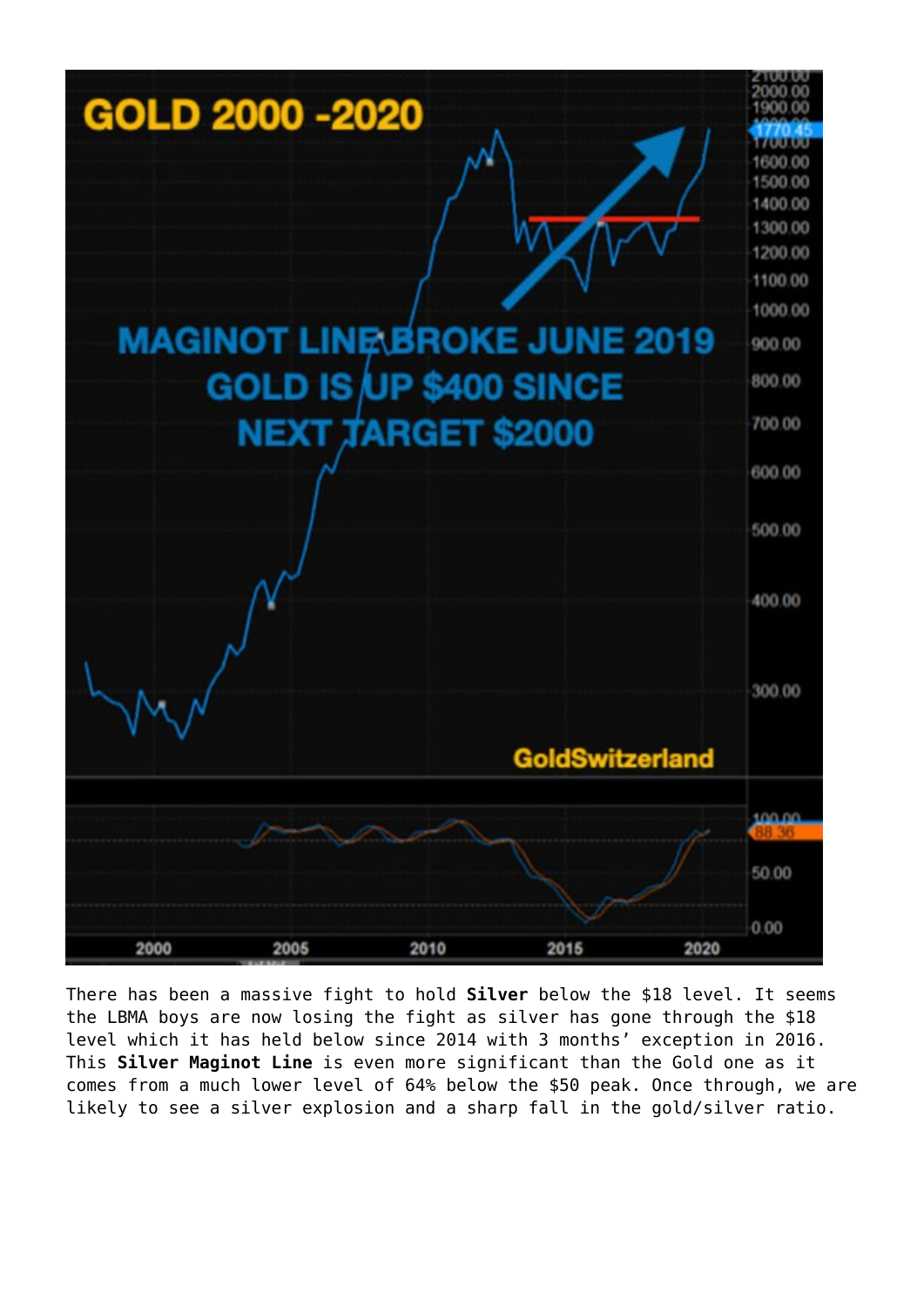There has been a massive fight to hold **Silver** below the $18 level. It seems the LBMA boys are now losing the fight as silver has gone through the $18 level which it has held below since 2014 with 3 months' exception in 2016. This **Silver Maginot Line** is even more significant than the Gold one as it comes from a much lower level of 64% below the $50 peak. Once through, we are likely to see a silver explosion and a sharp fall in the gold/silver ratio.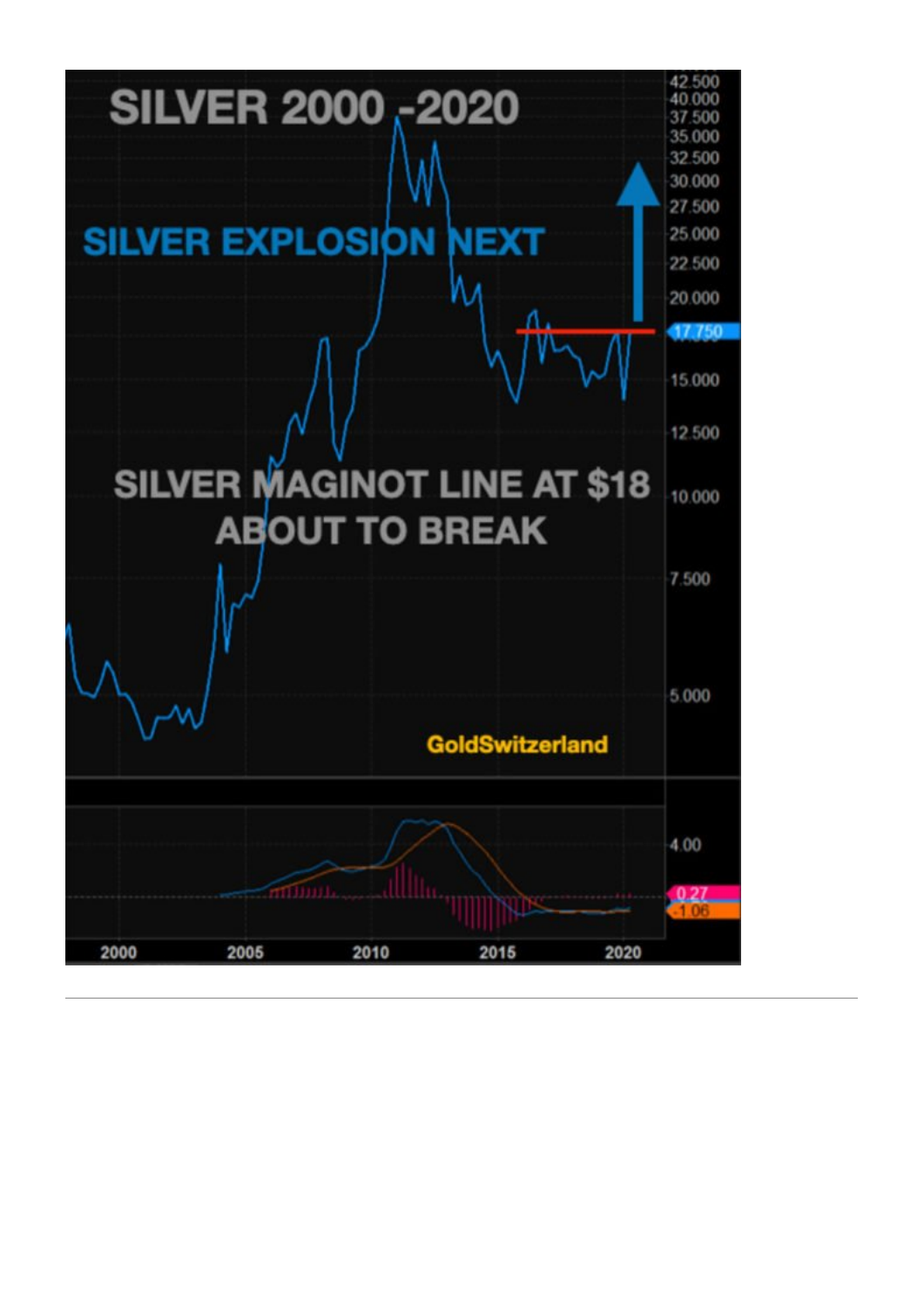SILVER 2000 -2020

SILVER EXPLOSION NEXT

SILVER MAGINOT LINE AT $18 ABOUT TO BREAK

GoldSwitzerland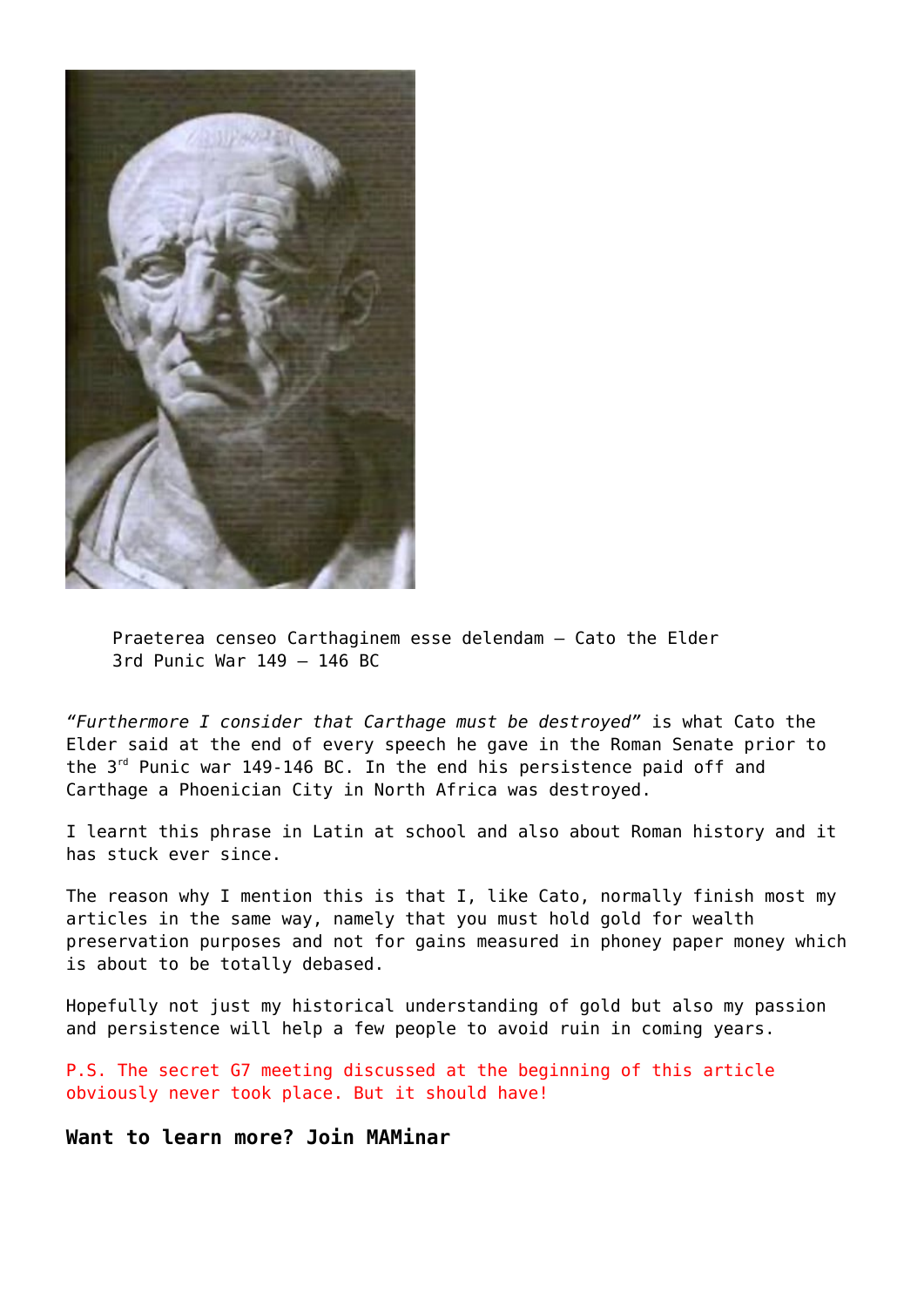Praeterea censeo Carthaginem esse delendam – Cato the Elder
3rd Punic War 149 – 146 BC

*"Furthermore I consider that Carthage must be destroyed"* is what Cato the Elder said at the end of every speech he gave in the Roman Senate prior to the 3rd Punic war 149-146 BC. In the end his persistence paid off and Carthage a Phoenician City in North Africa was destroyed.

I learnt this phrase in Latin at school and also about Roman history and it has stuck ever since.

The reason why I mention this is that I, like Cato, normally finish most my articles in the same way, namely that you must hold gold for wealth preservation purposes and not for gains measured in phoney paper money which is about to be totally debased.

Hopefully not just my historical understanding of gold but also my passion and persistence will help a few people to avoid ruin in coming years.

P.S. The secret G7 meeting discussed at the beginning of this article obviously never took place. But it should have!

**Want to learn more? Join MAMinar**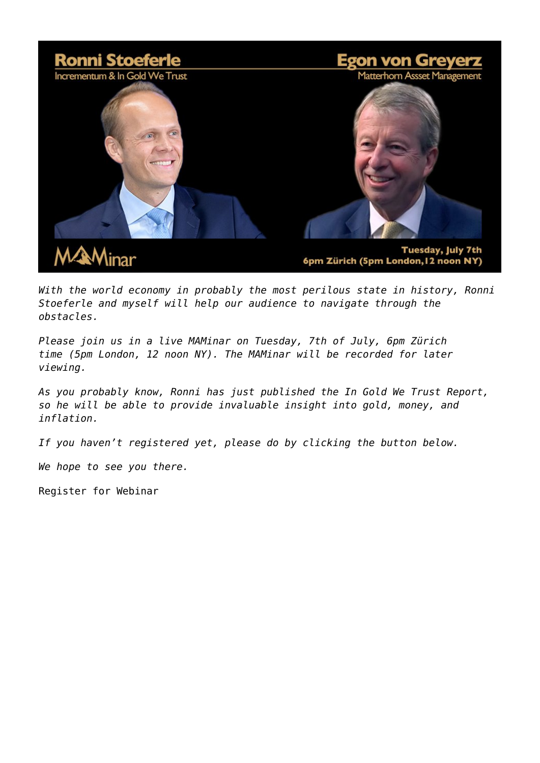*With the world economy in probably the most perilous state in history, Ronni Stoeferle and myself will help our audience to navigate through the obstacles.*

*Please join us in a live MAMinar on Tuesday, 7th of July, 6pm Zürich time (5pm London, 12 noon NY). The MAMinar will be recorded for later viewing.*

*As you probably know, Ronni has just published the In Gold We Trust Report, so he will be able to provide invaluable insight into gold, money, and inflation.*

*If you haven't registered yet, please do by clicking the button below.*

*We hope to see you there.*

Register for Webinar